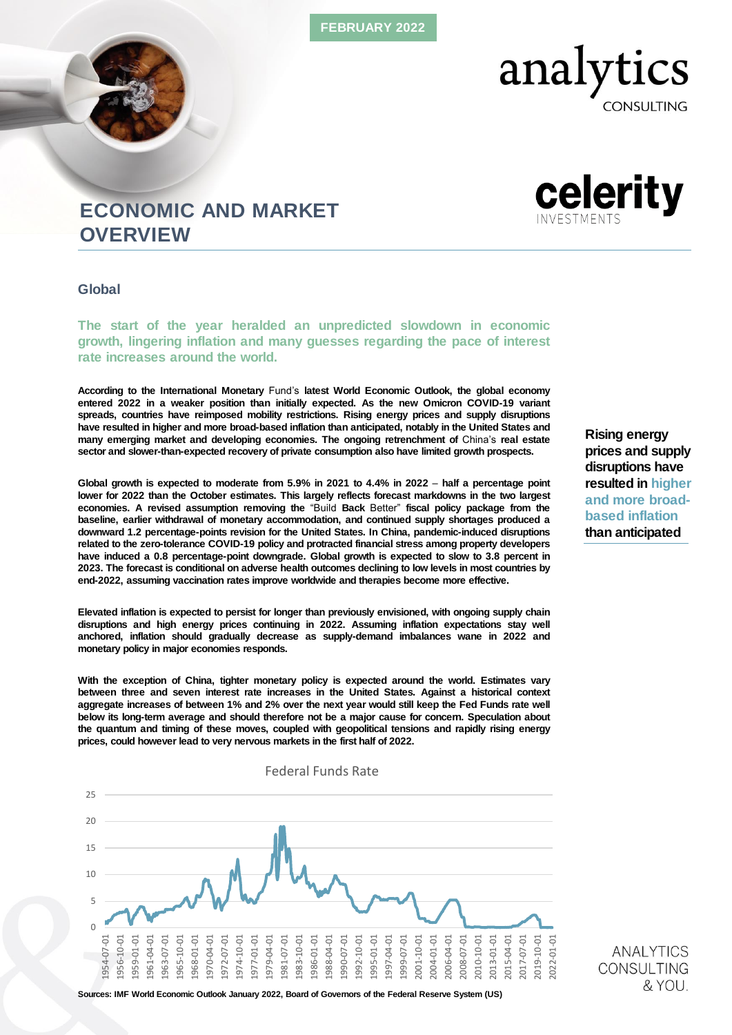FEBRUARY 2022

# ECONOMIC AND MARKET OVERVIEW

## Global

### The start of the year heralded an unpredicted slowdown in economic growth, lingering inflation and many guesses regarding the pace of interest rate increases around the world.

**According to the International Monetary Fund's latest World Economic Outlook, the global economy entered 2022 in a weaker position than initially expected. As the new Omicron COVID-19 variant spreads, countries have reimposed mobility restrictions. Rising energy prices and supply disruptions have resulted in higher and more broad-based inflation than anticipated, notably in the United States and many emerging market and developing economies. The ongoing retrenchment of China's real estate sector and slower-than-expected recovery of private consumption also have limited growth prospects.**

**Rising energy prices and supply disruptions have resulted in higher and more broad-based inflation than anticipated**

**Global growth is expected to moderate from 5.9% in 2021 to 4.4% in 2022 – half a percentage point lower for 2022 than the October estimates. This largely reflects forecast markdowns in the two largest economies. A revised assumption removing the "Build Back Better" fiscal policy package from the baseline, earlier withdrawal of monetary accommodation, and continued supply shortages produced a downward 1.2 percentage-points revision for the United States. In China, pandemic-induced disruptions related to the zero-tolerance COVID-19 policy and protracted financial stress among property developers have induced a 0.8 percentage-point downgrade. Global growth is expected to slow to 3.8 percent in 2023. The forecast is conditional on adverse health outcomes declining to low levels in most countries by end-2022, assuming vaccination rates improve worldwide and therapies become more effective.**

**Elevated inflation is expected to persist for longer than previously envisioned, with ongoing supply chain disruptions and high energy prices continuing in 2022. Assuming inflation expectations stay well anchored, inflation should gradually decrease as supply-demand imbalances wane in 2022 and monetary policy in major economies responds.**

**With the exception of China, tighter monetary policy is expected around the world. Estimates vary between three and seven interest rate increases in the United States. Against a historical context aggregate increases of between 1% and 2% over the next year would still keep the Fed Funds rate well below its long-term average and should therefore not be a major cause for concern. Speculation about the quantum and timing of these moves, coupled with geopolitical tensions and rapidly rising energy prices, could however lead to very nervous markets in the first half of 2022.**

Federal Funds Rate

**Sources: IMF World Economic Outlook January 2022, Board of Governors of the Federal Reserve System (US)**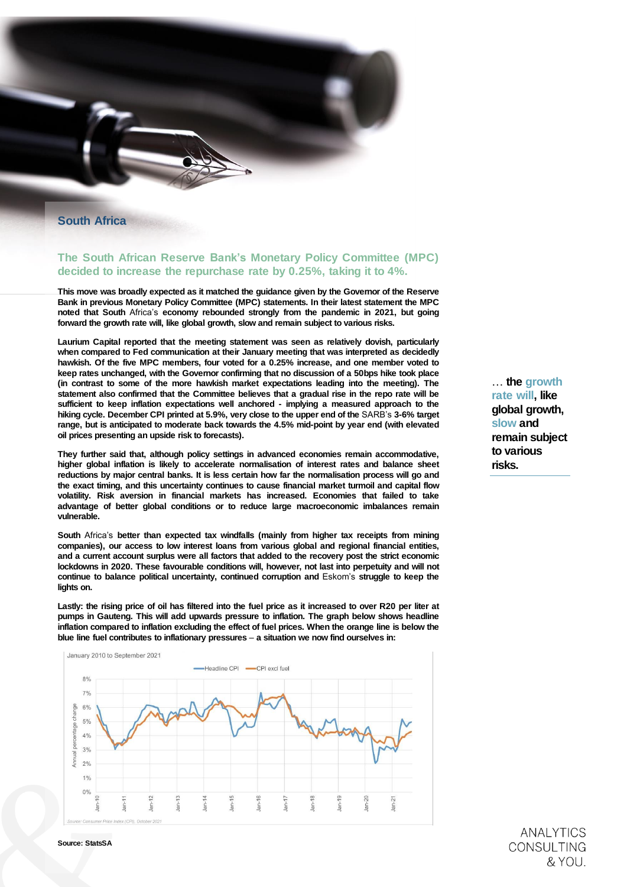## South Africa

### The South African Reserve Bank's Monetary Policy Committee (MPC) decided to increase the repurchase rate by 0.25%, taking it to 4%.

**This move was broadly expected as it matched the guidance given by the Governor of the Reserve Bank in previous Monetary Policy Committee (MPC) statements. In their latest statement the MPC noted that South** Africa's **economy rebounded strongly from the pandemic in 2021, but going forward the growth rate will, like global growth, slow and remain subject to various risks.**

**Laurium Capital reported that the meeting statement was seen as relatively dovish, particularly when compared to Fed communication at their January meeting that was interpreted as decidedly hawkish. Of the five MPC members, four voted for a 0.25% increase, and one member voted to keep rates unchanged, with the Governor confirming that no discussion of a 50bps hike took place (in contrast to some of the more hawkish market expectations leading into the meeting). The statement also confirmed that the Committee believes that a gradual rise in the repo rate will be sufficient to keep inflation expectations well anchored - implying a measured approach to the hiking cycle. December CPI printed at 5.9%, very close to the upper end of the** SARB's **3-6% target range, but is anticipated to moderate back towards the 4.5% mid-point by year end (with elevated oil prices presenting an upside risk to forecasts).**

**They further said that, although policy settings in advanced economies remain accommodative, higher global inflation is likely to accelerate normalisation of interest rates and balance sheet reductions by major central banks. It is less certain how far the normalisation process will go and the exact timing, and this uncertainty continues to cause financial market turmoil and capital flow volatility. Risk aversion in financial markets has increased. Economies that failed to take advantage of better global conditions or to reduce large macroeconomic imbalances remain vulnerable.**

**South** Africa's **better than expected tax windfalls (mainly from higher tax receipts from mining companies), our access to low interest loans from various global and regional financial entities, and a current account surplus were all factors that added to the recovery post the strict economic lockdowns in 2020. These favourable conditions will, however, not last into perpetuity and will not continue to balance political uncertainty, continued corruption and** Eskom's **struggle to keep the lights on.**

**Lastly: the rising price of oil has filtered into the fuel price as it increased to over R20 per liter at pumps in Gauteng. This will add upwards pressure to inflation. The graph below shows headline inflation compared to inflation excluding the effect of fuel prices. When the orange line is below the blue line fuel contributes to inflationary pressures – a situation we now find ourselves in:**

> **… the growth rate will, like global growth, slow and remain subject to various risks.**

January 2010 to September 2021

Source: Consumer Price Index (CPI), October 2021

**Source: StatsSA**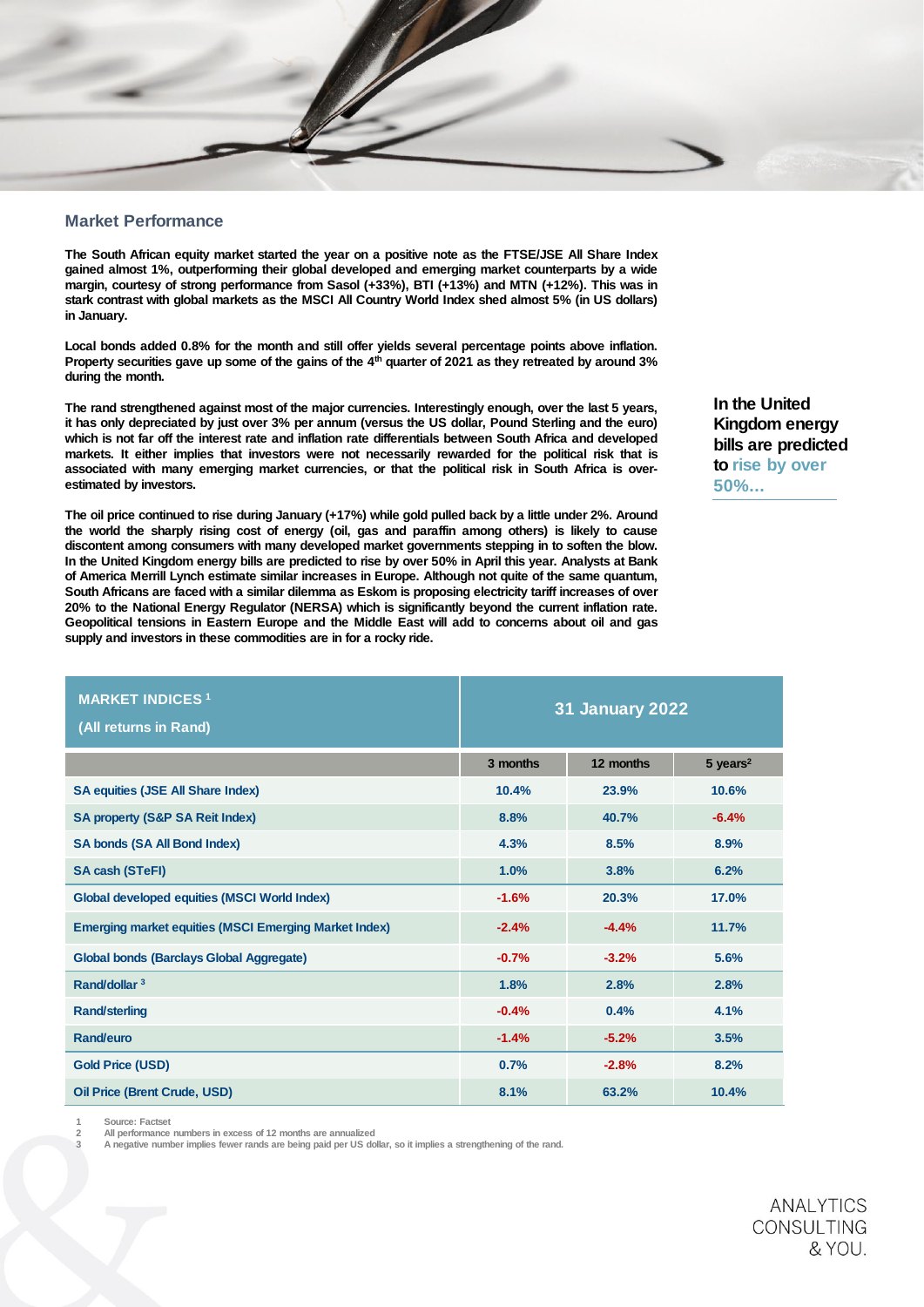## Market Performance

**The South African equity market started the year on a positive note as the FTSE/JSE All Share Index gained almost 1%, outperforming their global developed and emerging market counterparts by a wide margin, courtesy of strong performance from Sasol (+33%), BTI (+13%) and MTN (+12%). This was in stark contrast with global markets as the MSCI All Country World Index shed almost 5% (in US dollars) in January.**

**Local bonds added 0.8% for the month and still offer yields several percentage points above inflation. Property securities gave up some of the gains of the 4th quarter of 2021 as they retreated by around 3% during the month.**

**The rand strengthened against most of the major currencies. Interestingly enough, over the last 5 years, it has only depreciated by just over 3% per annum (versus the US dollar, Pound Sterling and the euro) which is not far off the interest rate and inflation rate differentials between South Africa and developed markets. It either implies that investors were not necessarily rewarded for the political risk that is associated with many emerging market currencies, or that the political risk in South Africa is over-estimated by investors.**

**The oil price continued to rise during January (+17%) while gold pulled back by a little under 2%. Around the world the sharply rising cost of energy (oil, gas and paraffin among others) is likely to cause discontent among consumers with many developed market governments stepping in to soften the blow. In the United Kingdom energy bills are predicted to rise by over 50% in April this year. Analysts at Bank of America Merrill Lynch estimate similar increases in Europe. Although not quite of the same quantum, South Africans are faced with a similar dilemma as Eskom is proposing electricity tariff increases of over 20% to the National Energy Regulator (NERSA) which is significantly beyond the current inflation rate. Geopolitical tensions in Eastern Europe and the Middle East will add to concerns about oil and gas supply and investors in these commodities are in for a rocky ride.**

**In the United Kingdom energy bills are predicted to rise by over 50%...**

| MARKET INDICES [1] (All returns in Rand) | 31 January 2022 | | |
|---|---|---|---|
| | 3 months | 12 months | 5 years[2] |
| SA equities (JSE All Share Index) | 10.4% | 23.9% | 10.6% |
| SA property (S&P SA Reit Index) | 8.8% | 40.7% | -6.4% |
| SA bonds (SA All Bond Index) | 4.3% | 8.5% | 8.9% |
| SA cash (STeFI) | 1.0% | 3.8% | 6.2% |
| Global developed equities (MSCI World Index) | -1.6% | 20.3% | 17.0% |
| Emerging market equities (MSCI Emerging Market Index) | -2.4% | -4.4% | 11.7% |
| Global bonds (Barclays Global Aggregate) | -0.7% | -3.2% | 5.6% |
| Rand/dollar [3] | 1.8% | 2.8% | 2.8% |
| Rand/sterling | -0.4% | 0.4% | 4.1% |
| Rand/euro | -1.4% | -5.2% | 3.5% |
| Gold Price (USD) | 0.7% | -2.8% | 8.2% |
| Oil Price (Brent Crude, USD) | 8.1% | 63.2% | 10.4% |

1 Source: Factset
2 All performance numbers in excess of 12 months are annualized
3 A negative number implies fewer rands are being paid per US dollar, so it implies a strengthening of the rand.

ANALYTICS CONSULTING & YOU.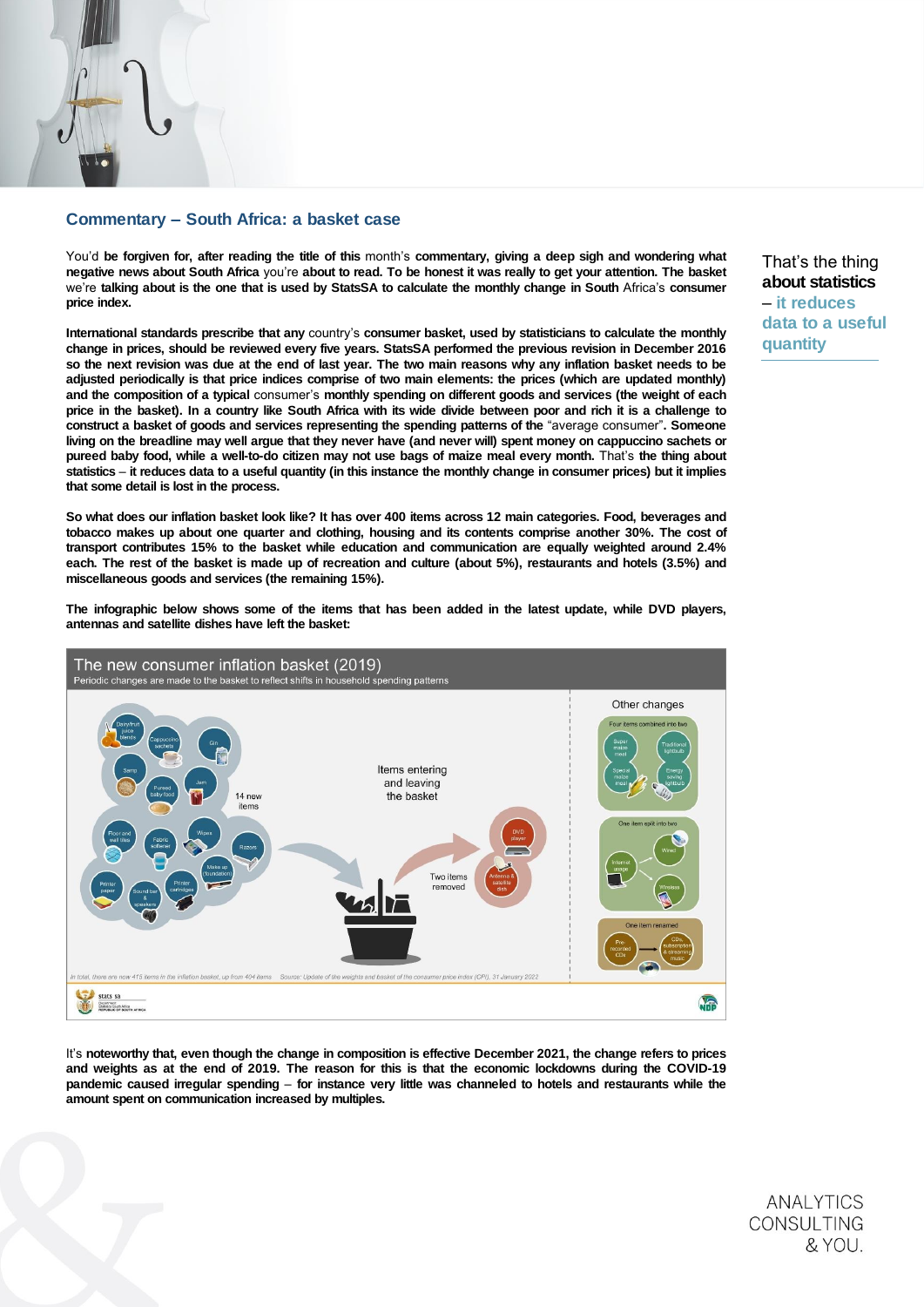## Commentary – South Africa: a basket case

You'd be forgiven for, after reading the title of this month's commentary, giving a deep sigh and wondering what negative news about South Africa you're about to read. To be honest it was really to get your attention. The basket we're talking about is the one that is used by StatsSA to calculate the monthly change in South Africa's consumer price index.

International standards prescribe that any country's consumer basket, used by statisticians to calculate the monthly change in prices, should be reviewed every five years. StatsSA performed the previous revision in December 2016 so the next revision was due at the end of last year. The two main reasons why any inflation basket needs to be adjusted periodically is that price indices comprise of two main elements: the prices (which are updated monthly) and the composition of a typical consumer's monthly spending on different goods and services (the weight of each price in the basket). In a country like South Africa with its wide divide between poor and rich it is a challenge to construct a basket of goods and services representing the spending patterns of the "average consumer". Someone living on the breadline may well argue that they never have (and never will) spent money on cappuccino sachets or pureed baby food, while a well-to-do citizen may not use bags of maize meal every month. That's the thing about statistics – it reduces data to a useful quantity (in this instance the monthly change in consumer prices) but it implies that some detail is lost in the process.

> That's the thing **about statistics** – **it reduces data to a useful quantity**

So what does our inflation basket look like? It has over 400 items across 12 main categories. Food, beverages and tobacco makes up about one quarter and clothing, housing and its contents comprise another 30%. The cost of transport contributes 15% to the basket while education and communication are equally weighted around 2.4% each. The rest of the basket is made up of recreation and culture (about 5%), restaurants and hotels (3.5%) and miscellaneous goods and services (the remaining 15%).

The infographic below shows some of the items that has been added in the latest update, while DVD players, antennas and satellite dishes have left the basket:

**The new consumer inflation basket (2019)**
Periodic changes are made to the basket to reflect shifts in household spending patterns

Items entering and leaving the basket

14 new items: Dairy/fruit juice blends, Cappuccino sachets, Gin, Samp, Pureed baby food, Jam, Floor and wall tiles, Fabric softener, Wipes, Razors, Make up (foundation), Printer paper, Sound bar & speakers, Printer cartridges

Two items removed: DVD player, Antenna & satellite dish

Other changes

Four items combined into two: Super maize meal, Special maize meal; Traditional lightbulb, Energy saving lightbulb

One item split into two: Internet usage → Wired, Wireless

One item renamed: Pre-recorded CDs → CDs, subscription & streaming music

In total, there are now 415 items in the inflation basket, up from 404 items. Source: Update of the weights and basket of the consumer price index (CPI), 31 January 2022

It's noteworthy that, even though the change in composition is effective December 2021, the change refers to prices and weights as at the end of 2019. The reason for this is that the economic lockdowns during the COVID-19 pandemic caused irregular spending – for instance very little was channeled to hotels and restaurants while the amount spent on communication increased by multiples.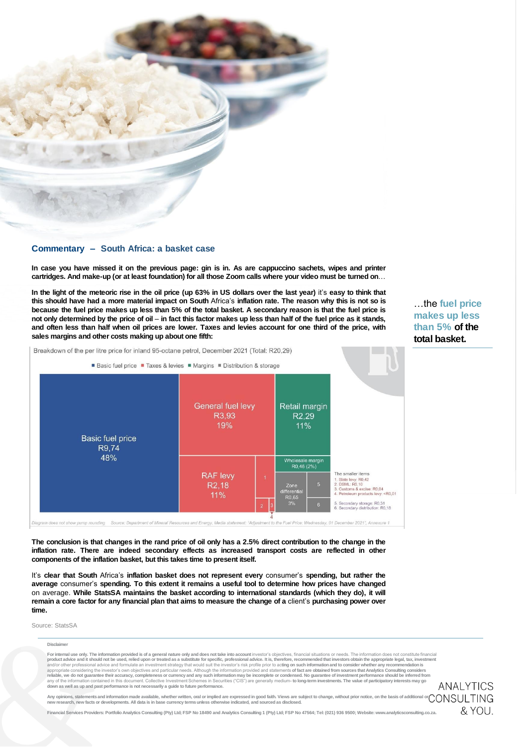## Commentary – South Africa: a basket case

**In case you have missed it on the previous page: gin is in. As are cappuccino sachets, wipes and printer cartridges. And make-up (or at least foundation) for all those Zoom calls where your video must be turned on**…

**In the light of the meteoric rise in the oil price (up 63% in US dollars over the last year)** it's **easy to think that this should have had a more material impact on South** Africa's **inflation rate. The reason why this is not so is because the fuel price makes up less than 5% of the total basket. A secondary reason is that the fuel price is not only determined by the price of oil** – **in fact this factor makes up less than half of the fuel price as it stands, and often less than half when oil prices are lower. Taxes and levies account for one third of the price, with sales margins and other costs making up about one fifth:**

…the **fuel price makes up less than 5% of the total basket.**

Breakdown of the per litre price for inland 95-octane petrol, December 2021 (Total: R20,29)

Basic fuel price · Taxes & levies · Margins · Distribution & storage

Basic fuel price R9,74 48%

General fuel levy R3,93 19%

Retail margin R2,29 11%

Wholesale margin R0,46 (2%)

RAF levy R2,18 11%

Zone differential R0,65 3%

1 2 3 4 5 6

The smaller items
1. State levy: R0,42
2. DSML: R0,10
3. Customs & excise: R0,04
4. Petroleum products levy: <R0,01
5. Secondary storage: R0,31
6. Secondary distribution: R0,18

*Diagram does not show pump rounding   Source: Department of Mineral Resources and Energy, Media statement: "Adjustment to the Fuel Price: Wednesday, 01 December 2021", Annexure 1*

**The conclusion is that changes in the rand price of oil only has a 2.5% direct contribution to the change in the inflation rate. There are indeed secondary effects as increased transport costs are reflected in other components of the inflation basket, but this takes time to present itself.**

It's **clear that South** Africa's **inflation basket does not represent every** consumer's **spending, but rather the average** consumer's **spending. To this extent it remains a useful tool to determine how prices have changed** on average. **While StatsSA maintains the basket according to international standards (which they do), it will remain a core factor for any financial plan that aims to measure the change of a** client's **purchasing power over time.**

Source: StatsSA

**Disclaimer**

**For internal use only. The information provided is of a general nature only and does not take into account** investor's objectives, financial situations or needs. The information does not constitute financial **product advice and it should not be used, relied upon or treated as a substitute for specific, professional advice. It is, therefore, recommended that investors obtain the appropriate legal, tax, investment** and/or other professional advice and formulate an investment strategy that would suit the investor's risk profile prior to act**ing on such information and to consider whether any recommendation is** appropriate considering the investor's own objectives and particular needs. Although the information provided and statements **of fact are obtained from sources that Analytics Consulting considers reliable, we do not guarantee their accuracy, completeness or currency and any such information may be incomplete or condensed. No guarantee of investment performance should be inferred from** any of the information contained in this document. Collective Investment Schemes in Securities ("CIS") are generally medium**- to long-term investments. The value of participatory interests may go down as well as up and past performance is not necessarily a guide to future performance.**

**Any opinions, statements and information made available, whether written, oral or implied are expressed in good faith. Views are subject to change, without prior notice, on the basis of additional or new research, new facts or developments. All data is in base currency terms unless otherwise indicated, and sourced as disclosed.**

**Financial Services Providers: Portfolio Analytics Consulting (Pty) Ltd; FSP No 18490 and Analytics Consulting 1 (Pty) Ltd; FSP No 47564; Tel: (021) 936 9500; Website: www.analyticsconsulting.co.za.**

ANALYTICS CONSULTING & YOU.